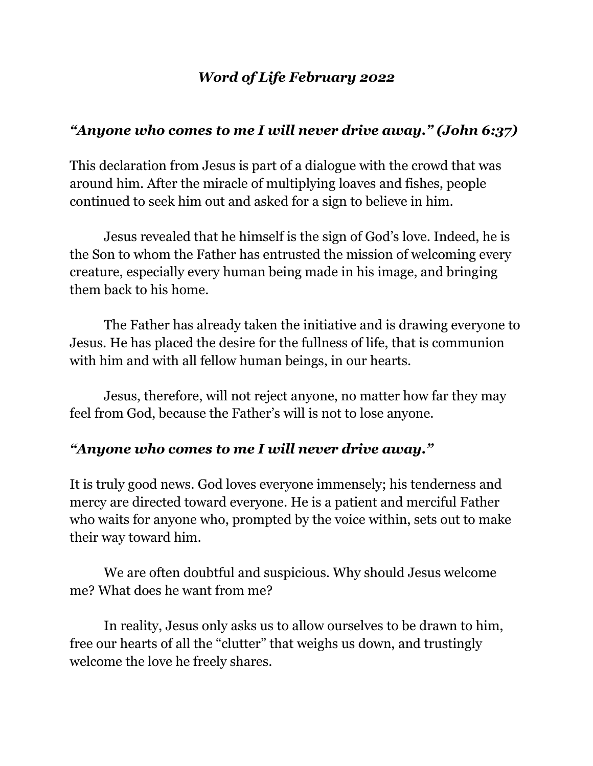***Word of Life February 2022***

***"Anyone who comes to me I will never drive away." (John 6:37)***

This declaration from Jesus is part of a dialogue with the crowd that was around him. After the miracle of multiplying loaves and fishes, people continued to seek him out and asked for a sign to believe in him.

Jesus revealed that he himself is the sign of God's love. Indeed, he is the Son to whom the Father has entrusted the mission of welcoming every creature, especially every human being made in his image, and bringing them back to his home.

The Father has already taken the initiative and is drawing everyone to Jesus. He has placed the desire for the fullness of life, that is communion with him and with all fellow human beings, in our hearts.

Jesus, therefore, will not reject anyone, no matter how far they may feel from God, because the Father's will is not to lose anyone.

***"Anyone who comes to me I will never drive away."***

It is truly good news. God loves everyone immensely; his tenderness and mercy are directed toward everyone. He is a patient and merciful Father who waits for anyone who, prompted by the voice within, sets out to make their way toward him.

We are often doubtful and suspicious. Why should Jesus welcome me? What does he want from me?

In reality, Jesus only asks us to allow ourselves to be drawn to him, free our hearts of all the "clutter" that weighs us down, and trustingly welcome the love he freely shares.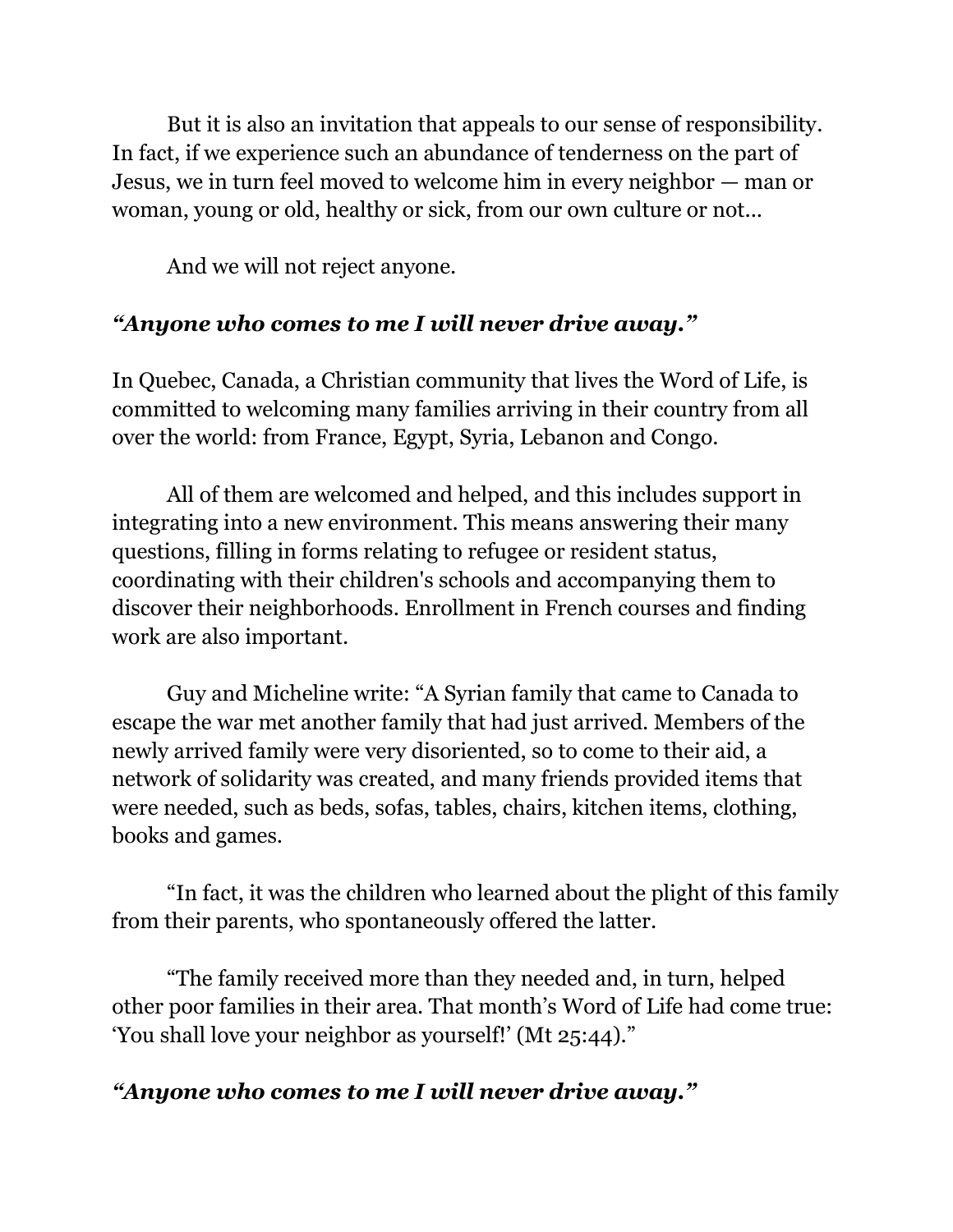But it is also an invitation that appeals to our sense of responsibility. In fact, if we experience such an abundance of tenderness on the part of Jesus, we in turn feel moved to welcome him in every neighbor — man or woman, young or old, healthy or sick, from our own culture or not…

And we will not reject anyone.

***“Anyone who comes to me I will never drive away.”***

In Quebec, Canada, a Christian community that lives the Word of Life, is committed to welcoming many families arriving in their country from all over the world: from France, Egypt, Syria, Lebanon and Congo.

All of them are welcomed and helped, and this includes support in integrating into a new environment. This means answering their many questions, filling in forms relating to refugee or resident status, coordinating with their children's schools and accompanying them to discover their neighborhoods. Enrollment in French courses and finding work are also important.

Guy and Micheline write: “A Syrian family that came to Canada to escape the war met another family that had just arrived. Members of the newly arrived family were very disoriented, so to come to their aid, a network of solidarity was created, and many friends provided items that were needed, such as beds, sofas, tables, chairs, kitchen items, clothing, books and games.

“In fact, it was the children who learned about the plight of this family from their parents, who spontaneously offered the latter.

“The family received more than they needed and, in turn, helped other poor families in their area. That month’s Word of Life had come true: ‘You shall love your neighbor as yourself!’ (Mt 25:44).”

***“Anyone who comes to me I will never drive away.”***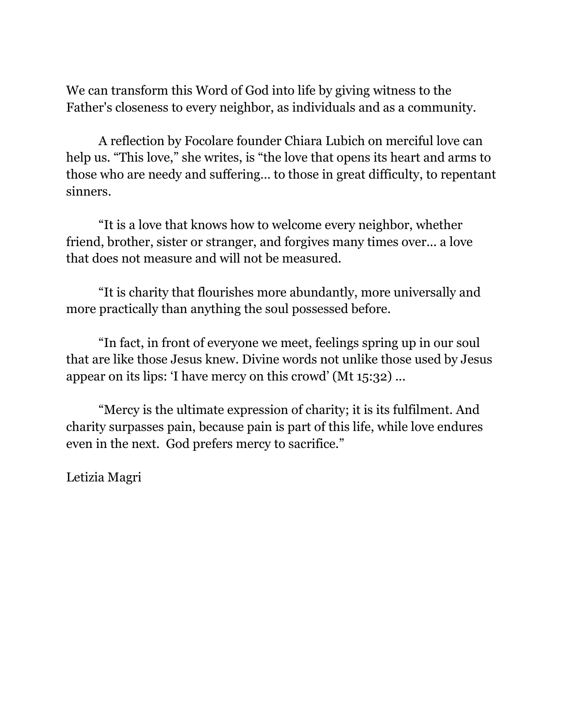We can transform this Word of God into life by giving witness to the Father's closeness to every neighbor, as individuals and as a community.

A reflection by Focolare founder Chiara Lubich on merciful love can help us. “This love,” she writes, is “the love that opens its heart and arms to those who are needy and suffering… to those in great difficulty, to repentant sinners.

“It is a love that knows how to welcome every neighbor, whether friend, brother, sister or stranger, and forgives many times over... a love that does not measure and will not be measured.

“It is charity that flourishes more abundantly, more universally and more practically than anything the soul possessed before.

“In fact, in front of everyone we meet, feelings spring up in our soul that are like those Jesus knew. Divine words not unlike those used by Jesus appear on its lips: ‘I have mercy on this crowd’ (Mt 15:32) …

“Mercy is the ultimate expression of charity; it is its fulfilment. And charity surpasses pain, because pain is part of this life, while love endures even in the next. God prefers mercy to sacrifice.”

Letizia Magri